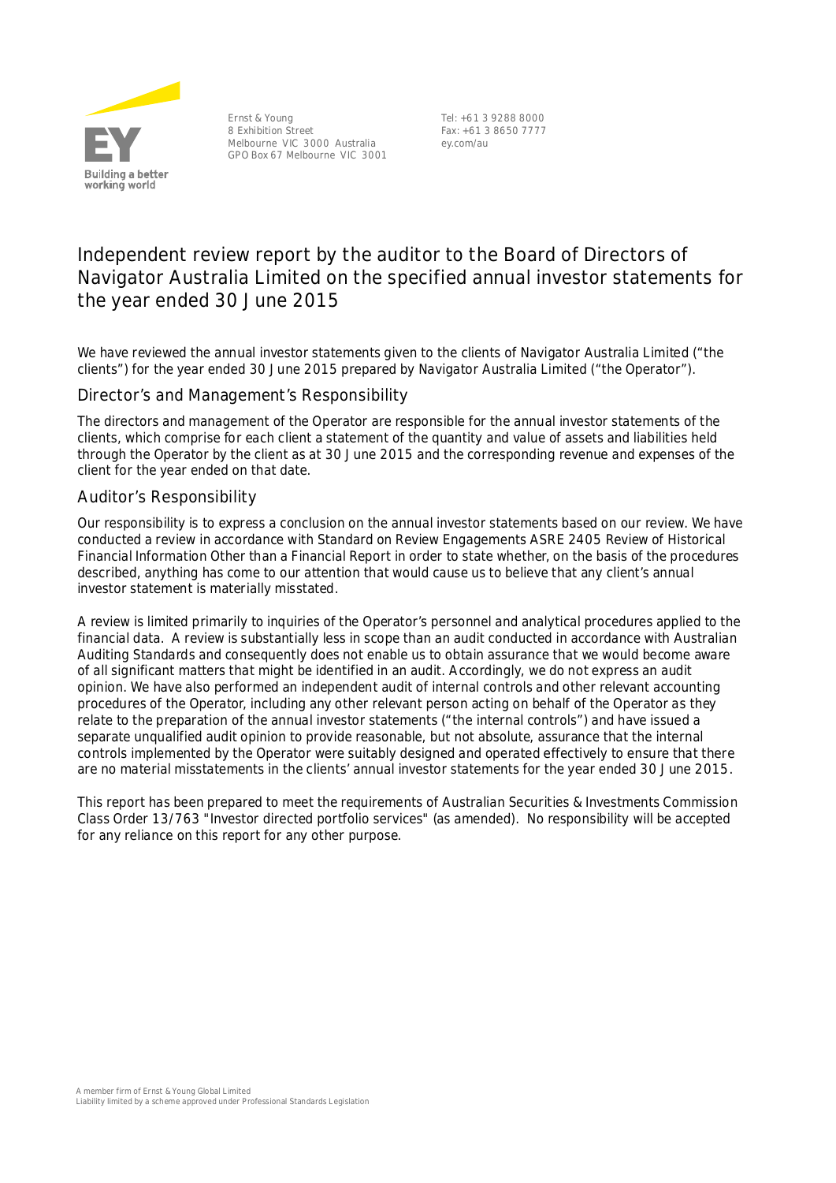Ernst & Young
8 Exhibition Street
Melbourne VIC 3000 Australia
GPO Box 67 Melbourne VIC 3001

Tel: +61 3 9288 8000
Fax: +61 3 8650 7777
ey.com/au

# Independent review report by the auditor to the Board of Directors of Navigator Australia Limited on the specified annual investor statements for the year ended 30 June 2015

We have reviewed the annual investor statements given to the clients of Navigator Australia Limited ("the clients") for the year ended 30 June 2015 prepared by Navigator Australia Limited ("the Operator").

## Director's and Management's Responsibility

The directors and management of the Operator are responsible for the annual investor statements of the clients, which comprise for each client a statement of the quantity and value of assets and liabilities held through the Operator by the client as at 30 June 2015 and the corresponding revenue and expenses of the client for the year ended on that date.

## Auditor's Responsibility

Our responsibility is to express a conclusion on the annual investor statements based on our review. We have conducted a review in accordance with Standard on Review Engagements ASRE 2405 Review of Historical Financial Information Other than a Financial Report in order to state whether, on the basis of the procedures described, anything has come to our attention that would cause us to believe that any client's annual investor statement is materially misstated.

A review is limited primarily to inquiries of the Operator's personnel and analytical procedures applied to the financial data. A review is substantially less in scope than an audit conducted in accordance with Australian Auditing Standards and consequently does not enable us to obtain assurance that we would become aware of all significant matters that might be identified in an audit. Accordingly, we do not express an audit opinion. We have also performed an independent audit of internal controls and other relevant accounting procedures of the Operator, including any other relevant person acting on behalf of the Operator as they relate to the preparation of the annual investor statements ("the internal controls") and have issued a separate unqualified audit opinion to provide reasonable, but not absolute, assurance that the internal controls implemented by the Operator were suitably designed and operated effectively to ensure that there are no material misstatements in the clients' annual investor statements for the year ended 30 June 2015.

This report has been prepared to meet the requirements of Australian Securities & Investments Commission Class Order 13/763 "Investor directed portfolio services" (as amended). No responsibility will be accepted for any reliance on this report for any other purpose.

A member firm of Ernst & Young Global Limited
Liability limited by a scheme approved under Professional Standards Legislation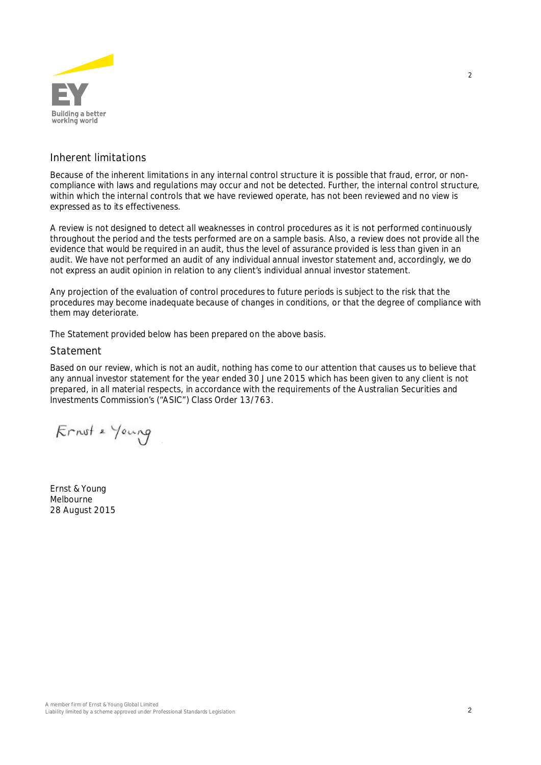## Inherent limitations

Because of the inherent limitations in any internal control structure it is possible that fraud, error, or non-compliance with laws and regulations may occur and not be detected. Further, the internal control structure, within which the internal controls that we have reviewed operate, has not been reviewed and no view is expressed as to its effectiveness.

A review is not designed to detect all weaknesses in control procedures as it is not performed continuously throughout the period and the tests performed are on a sample basis. Also, a review does not provide all the evidence that would be required in an audit, thus the level of assurance provided is less than given in an audit. We have not performed an audit of any individual annual investor statement and, accordingly, we do not express an audit opinion in relation to any client's individual annual investor statement.

Any projection of the evaluation of control procedures to future periods is subject to the risk that the procedures may become inadequate because of changes in conditions, or that the degree of compliance with them may deteriorate.

The Statement provided below has been prepared on the above basis.

## Statement

Based on our review, which is not an audit, nothing has come to our attention that causes us to believe that any annual investor statement for the year ended 30 June 2015 which has been given to any client is not prepared, in all material respects, in accordance with the requirements of the Australian Securities and Investments Commission's ("ASIC") Class Order 13/763.

Ernst & Young

Ernst & Young
Melbourne
28 August 2015

A member firm of Ernst & Young Global Limited
Liability limited by a scheme approved under Professional Standards Legislation